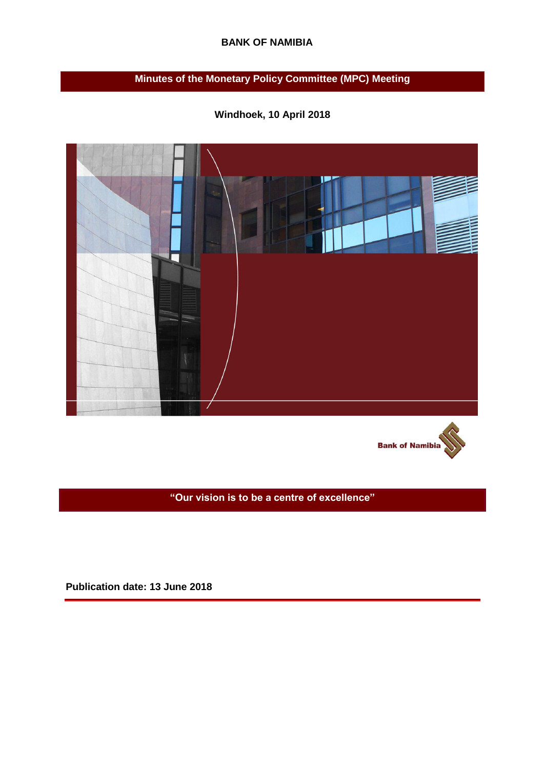**BANK OF NAMIBIA**

# Minutes of the Monetary Policy Committee (MPC) Meeting

**Windhoek, 10 April 2018**

Bank of Namibia

**"Our vision is to be a centre of excellence"**

**Publication date: 13 June 2018**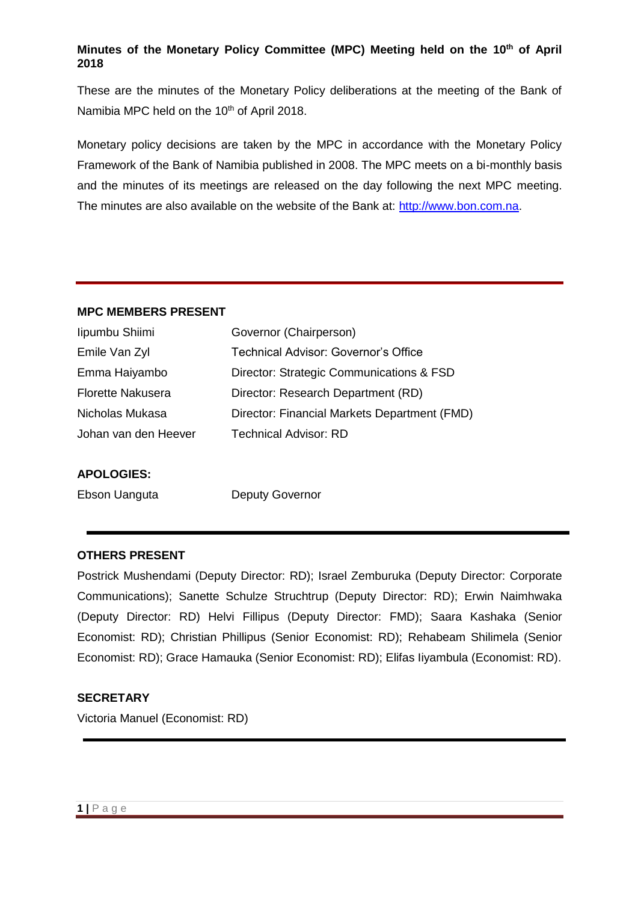**Minutes of the Monetary Policy Committee (MPC) Meeting held on the 10th of April 2018**

These are the minutes of the Monetary Policy deliberations at the meeting of the Bank of Namibia MPC held on the 10th of April 2018.

Monetary policy decisions are taken by the MPC in accordance with the Monetary Policy Framework of the Bank of Namibia published in 2008. The MPC meets on a bi-monthly basis and the minutes of its meetings are released on the day following the next MPC meeting. The minutes are also available on the website of the Bank at: http://www.bon.com.na.

---

**MPC MEMBERS PRESENT**

| | |
|---|---|
| Iipumbu Shiimi | Governor (Chairperson) |
| Emile Van Zyl | Technical Advisor: Governor's Office |
| Emma Haiyambo | Director: Strategic Communications & FSD |
| Florette Nakusera | Director: Research Department (RD) |
| Nicholas Mukasa | Director: Financial Markets Department (FMD) |
| Johan van den Heever | Technical Advisor: RD |

**APOLOGIES:**

| | |
|---|---|
| Ebson Uanguta | Deputy Governor |

---

**OTHERS PRESENT**

Postrick Mushendami (Deputy Director: RD); Israel Zemburuka (Deputy Director: Corporate Communications); Sanette Schulze Struchtrup (Deputy Director: RD); Erwin Naimhwaka (Deputy Director: RD) Helvi Fillipus (Deputy Director: FMD); Saara Kashaka (Senior Economist: RD); Christian Phillipus (Senior Economist: RD); Rehabeam Shilimela (Senior Economist: RD); Grace Hamauka (Senior Economist: RD); Elifas Iiyambula (Economist: RD).

**SECRETARY**

Victoria Manuel (Economist: RD)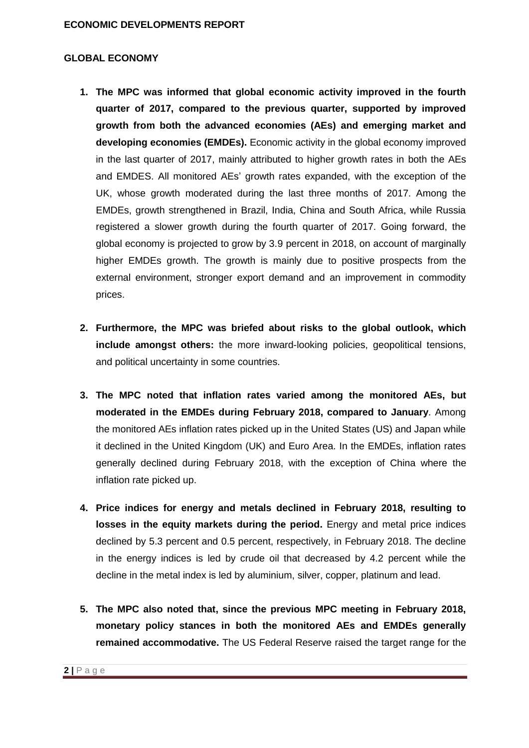**ECONOMIC DEVELOPMENTS REPORT**

**GLOBAL ECONOMY**

1. **The MPC was informed that global economic activity improved in the fourth quarter of 2017, compared to the previous quarter, supported by improved growth from both the advanced economies (AEs) and emerging market and developing economies (EMDEs).** Economic activity in the global economy improved in the last quarter of 2017, mainly attributed to higher growth rates in both the AEs and EMDES. All monitored AEs' growth rates expanded, with the exception of the UK, whose growth moderated during the last three months of 2017. Among the EMDEs, growth strengthened in Brazil, India, China and South Africa, while Russia registered a slower growth during the fourth quarter of 2017. Going forward, the global economy is projected to grow by 3.9 percent in 2018, on account of marginally higher EMDEs growth. The growth is mainly due to positive prospects from the external environment, stronger export demand and an improvement in commodity prices.

2. **Furthermore, the MPC was briefed about risks to the global outlook, which include amongst others:** the more inward-looking policies, geopolitical tensions, and political uncertainty in some countries.

3. **The MPC noted that inflation rates varied among the monitored AEs, but moderated in the EMDEs during February 2018, compared to January**. Among the monitored AEs inflation rates picked up in the United States (US) and Japan while it declined in the United Kingdom (UK) and Euro Area. In the EMDEs, inflation rates generally declined during February 2018, with the exception of China where the inflation rate picked up.

4. **Price indices for energy and metals declined in February 2018, resulting to losses in the equity markets during the period.** Energy and metal price indices declined by 5.3 percent and 0.5 percent, respectively, in February 2018. The decline in the energy indices is led by crude oil that decreased by 4.2 percent while the decline in the metal index is led by aluminium, silver, copper, platinum and lead.

5. **The MPC also noted that, since the previous MPC meeting in February 2018, monetary policy stances in both the monitored AEs and EMDEs generally remained accommodative.** The US Federal Reserve raised the target range for the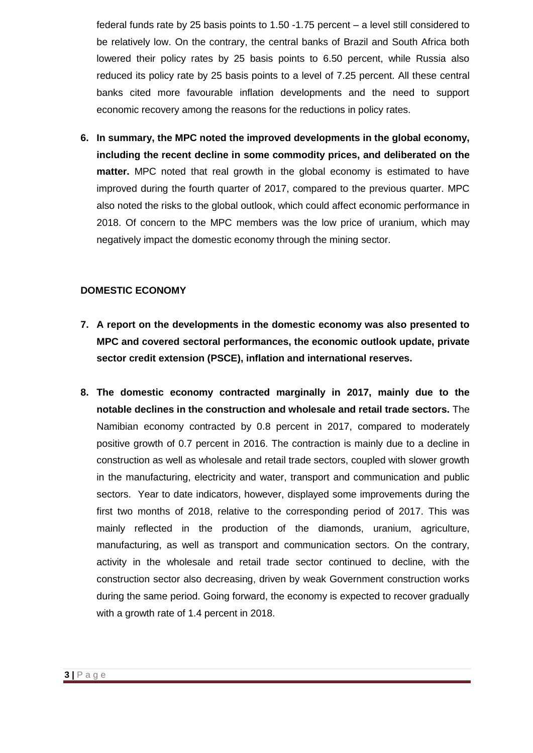federal funds rate by 25 basis points to 1.50 -1.75 percent – a level still considered to be relatively low. On the contrary, the central banks of Brazil and South Africa both lowered their policy rates by 25 basis points to 6.50 percent, while Russia also reduced its policy rate by 25 basis points to a level of 7.25 percent. All these central banks cited more favourable inflation developments and the need to support economic recovery among the reasons for the reductions in policy rates.

6. **In summary, the MPC noted the improved developments in the global economy, including the recent decline in some commodity prices, and deliberated on the matter.** MPC noted that real growth in the global economy is estimated to have improved during the fourth quarter of 2017, compared to the previous quarter. MPC also noted the risks to the global outlook, which could affect economic performance in 2018. Of concern to the MPC members was the low price of uranium, which may negatively impact the domestic economy through the mining sector.

**DOMESTIC ECONOMY**

7. **A report on the developments in the domestic economy was also presented to MPC and covered sectoral performances, the economic outlook update, private sector credit extension (PSCE), inflation and international reserves.**

8. **The domestic economy contracted marginally in 2017, mainly due to the notable declines in the construction and wholesale and retail trade sectors.** The Namibian economy contracted by 0.8 percent in 2017, compared to moderately positive growth of 0.7 percent in 2016. The contraction is mainly due to a decline in construction as well as wholesale and retail trade sectors, coupled with slower growth in the manufacturing, electricity and water, transport and communication and public sectors. Year to date indicators, however, displayed some improvements during the first two months of 2018, relative to the corresponding period of 2017. This was mainly reflected in the production of the diamonds, uranium, agriculture, manufacturing, as well as transport and communication sectors. On the contrary, activity in the wholesale and retail trade sector continued to decline, with the construction sector also decreasing, driven by weak Government construction works during the same period. Going forward, the economy is expected to recover gradually with a growth rate of 1.4 percent in 2018.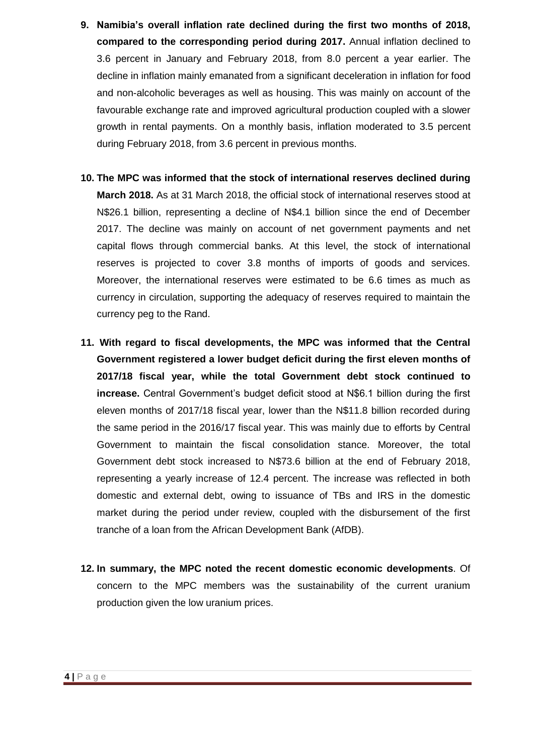9. **Namibia's overall inflation rate declined during the first two months of 2018, compared to the corresponding period during 2017.** Annual inflation declined to 3.6 percent in January and February 2018, from 8.0 percent a year earlier. The decline in inflation mainly emanated from a significant deceleration in inflation for food and non-alcoholic beverages as well as housing. This was mainly on account of the favourable exchange rate and improved agricultural production coupled with a slower growth in rental payments. On a monthly basis, inflation moderated to 3.5 percent during February 2018, from 3.6 percent in previous months.

10. **The MPC was informed that the stock of international reserves declined during March 2018.** As at 31 March 2018, the official stock of international reserves stood at N$26.1 billion, representing a decline of N$4.1 billion since the end of December 2017. The decline was mainly on account of net government payments and net capital flows through commercial banks. At this level, the stock of international reserves is projected to cover 3.8 months of imports of goods and services. Moreover, the international reserves were estimated to be 6.6 times as much as currency in circulation, supporting the adequacy of reserves required to maintain the currency peg to the Rand.

11. **With regard to fiscal developments, the MPC was informed that the Central Government registered a lower budget deficit during the first eleven months of 2017/18 fiscal year, while the total Government debt stock continued to increase.** Central Government's budget deficit stood at N$6.1 billion during the first eleven months of 2017/18 fiscal year, lower than the N$11.8 billion recorded during the same period in the 2016/17 fiscal year. This was mainly due to efforts by Central Government to maintain the fiscal consolidation stance. Moreover, the total Government debt stock increased to N$73.6 billion at the end of February 2018, representing a yearly increase of 12.4 percent. The increase was reflected in both domestic and external debt, owing to issuance of TBs and IRS in the domestic market during the period under review, coupled with the disbursement of the first tranche of a loan from the African Development Bank (AfDB).

12. **In summary, the MPC noted the recent domestic economic developments**. Of concern to the MPC members was the sustainability of the current uranium production given the low uranium prices.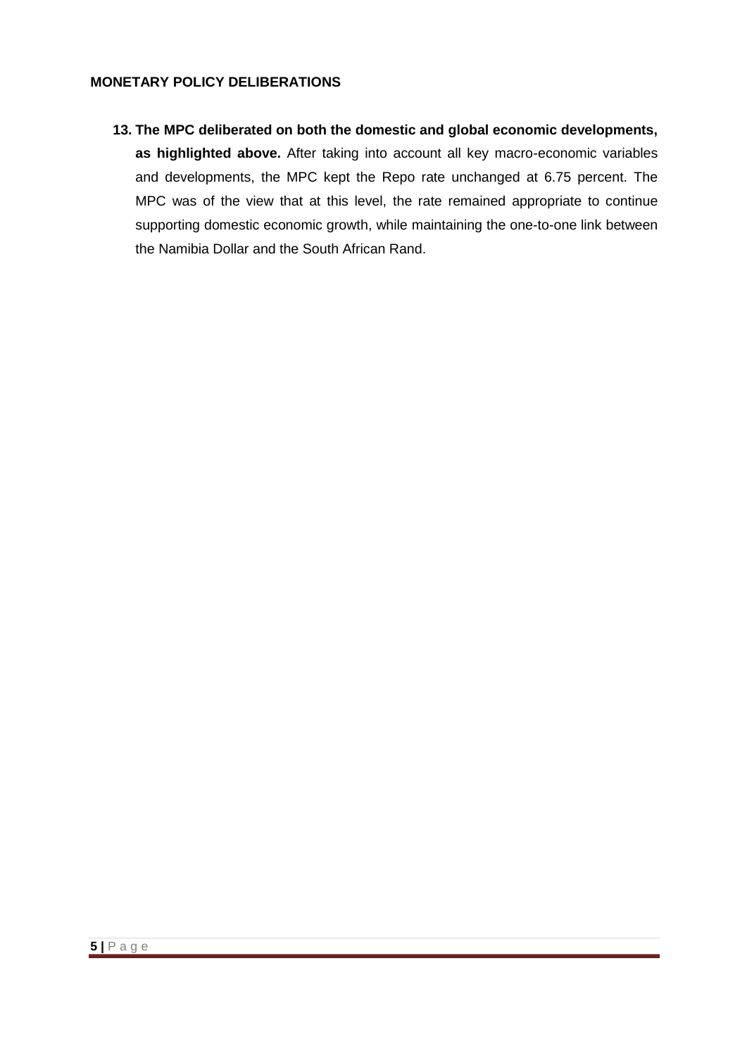**MONETARY POLICY DELIBERATIONS**

13. **The MPC deliberated on both the domestic and global economic developments, as highlighted above.** After taking into account all key macro-economic variables and developments, the MPC kept the Repo rate unchanged at 6.75 percent. The MPC was of the view that at this level, the rate remained appropriate to continue supporting domestic economic growth, while maintaining the one-to-one link between the Namibia Dollar and the South African Rand.